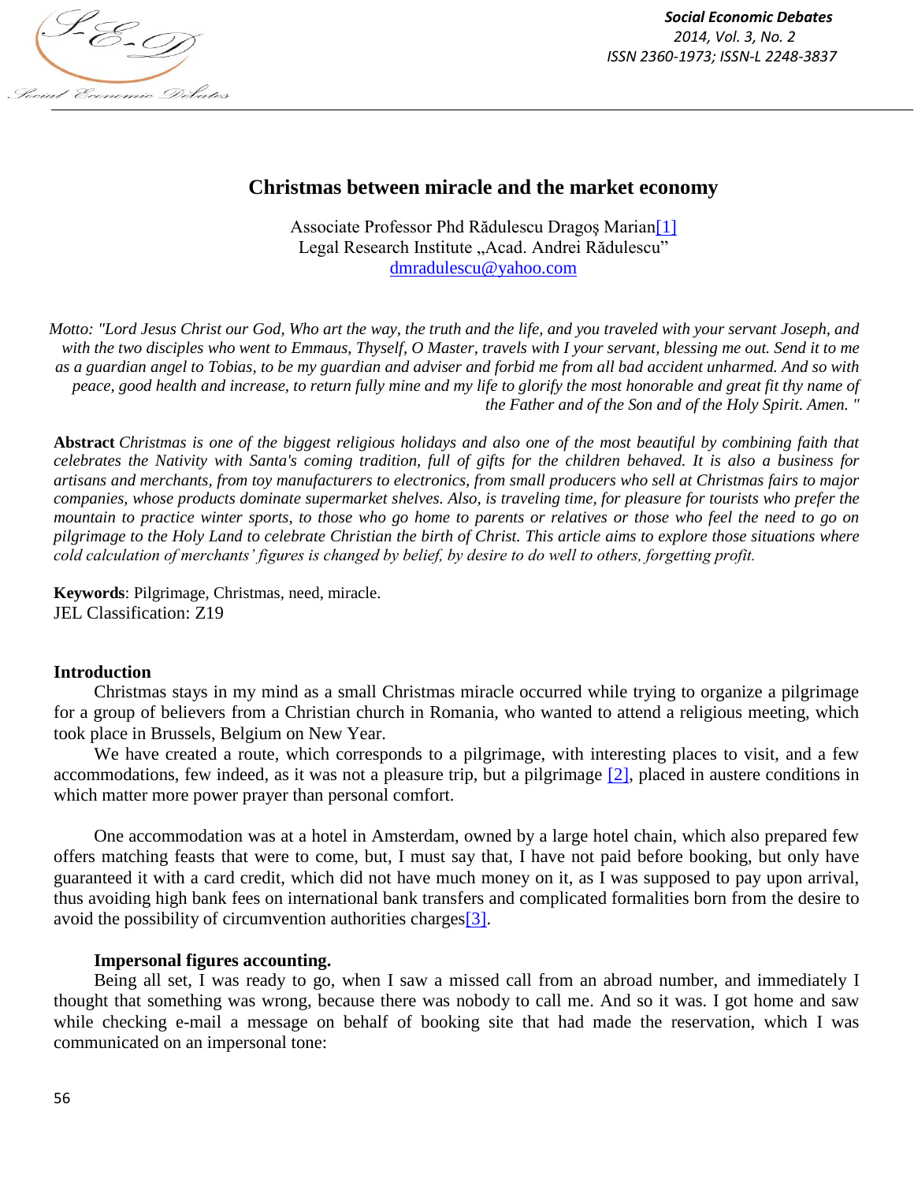# Christmas between miracle and the market economy

Associate Professor Phd Rădulescu Dragoş Marian[1]
Legal Research Institute „Acad. Andrei Rădulescu"
dmradulescu@yahoo.com

*Motto: "Lord Jesus Christ our God, Who art the way, the truth and the life, and you traveled with your servant Joseph, and with the two disciples who went to Emmaus, Thyself, O Master, travels with I your servant, blessing me out. Send it to me as a guardian angel to Tobias, to be my guardian and adviser and forbid me from all bad accident unharmed. And so with peace, good health and increase, to return fully mine and my life to glorify the most honorable and great fit thy name of the Father and of the Son and of the Holy Spirit. Amen. "*

**Abstract** *Christmas is one of the biggest religious holidays and also one of the most beautiful by combining faith that celebrates the Nativity with Santa's coming tradition, full of gifts for the children behaved. It is also a business for artisans and merchants, from toy manufacturers to electronics, from small producers who sell at Christmas fairs to major companies, whose products dominate supermarket shelves. Also, is traveling time, for pleasure for tourists who prefer the mountain to practice winter sports, to those who go home to parents or relatives or those who feel the need to go on pilgrimage to the Holy Land to celebrate Christian the birth of Christ. This article aims to explore those situations where cold calculation of merchants' figures is changed by belief, by desire to do well to others, forgetting profit.*

**Keywords**: Pilgrimage, Christmas, need, miracle.
JEL Classification: Z19

### Introduction

Christmas stays in my mind as a small Christmas miracle occurred while trying to organize a pilgrimage for a group of believers from a Christian church in Romania, who wanted to attend a religious meeting, which took place in Brussels, Belgium on New Year.

We have created a route, which corresponds to a pilgrimage, with interesting places to visit, and a few accommodations, few indeed, as it was not a pleasure trip, but a pilgrimage [2], placed in austere conditions in which matter more power prayer than personal comfort.

One accommodation was at a hotel in Amsterdam, owned by a large hotel chain, which also prepared few offers matching feasts that were to come, but, I must say that, I have not paid before booking, but only have guaranteed it with a card credit, which did not have much money on it, as I was supposed to pay upon arrival, thus avoiding high bank fees on international bank transfers and complicated formalities born from the desire to avoid the possibility of circumvention authorities charges[3].

### Impersonal figures accounting.

Being all set, I was ready to go, when I saw a missed call from an abroad number, and immediately I thought that something was wrong, because there was nobody to call me. And so it was. I got home and saw while checking e-mail a message on behalf of booking site that had made the reservation, which I was communicated on an impersonal tone: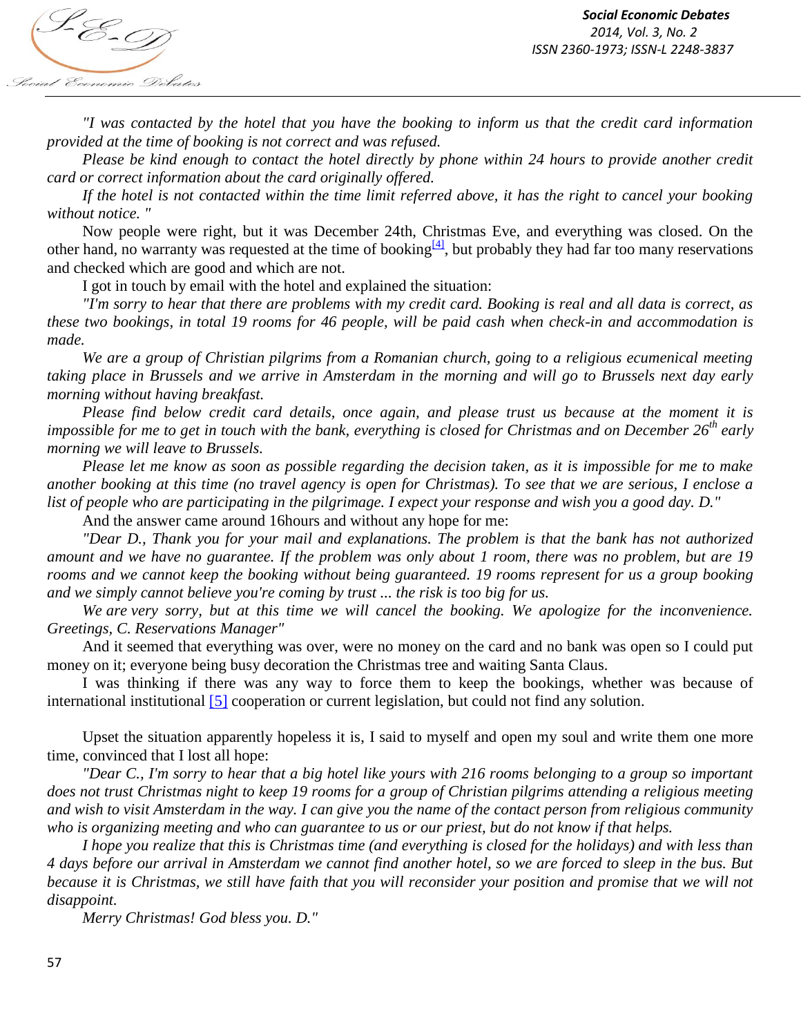*"I was contacted by the hotel that you have the booking to inform us that the credit card information provided at the time of booking is not correct and was refused.*

*Please be kind enough to contact the hotel directly by phone within 24 hours to provide another credit card or correct information about the card originally offered.*

*If the hotel is not contacted within the time limit referred above, it has the right to cancel your booking without notice. "*

Now people were right, but it was December 24th, Christmas Eve, and everything was closed. On the other hand, no warranty was requested at the time of booking[4], but probably they had far too many reservations and checked which are good and which are not.

I got in touch by email with the hotel and explained the situation:

*"I'm sorry to hear that there are problems with my credit card. Booking is real and all data is correct, as these two bookings, in total 19 rooms for 46 people, will be paid cash when check-in and accommodation is made.*

*We are a group of Christian pilgrims from a Romanian church, going to a religious ecumenical meeting taking place in Brussels and we arrive in Amsterdam in the morning and will go to Brussels next day early morning without having breakfast.*

*Please find below credit card details, once again, and please trust us because at the moment it is impossible for me to get in touch with the bank, everything is closed for Christmas and on December 26th early morning we will leave to Brussels.*

*Please let me know as soon as possible regarding the decision taken, as it is impossible for me to make another booking at this time (no travel agency is open for Christmas). To see that we are serious, I enclose a list of people who are participating in the pilgrimage. I expect your response and wish you a good day. D."*

And the answer came around 16hours and without any hope for me:

*"Dear D., Thank you for your mail and explanations. The problem is that the bank has not authorized amount and we have no guarantee. If the problem was only about 1 room, there was no problem, but are 19 rooms and we cannot keep the booking without being guaranteed. 19 rooms represent for us a group booking and we simply cannot believe you're coming by trust ... the risk is too big for us.*

*We are very sorry, but at this time we will cancel the booking. We apologize for the inconvenience. Greetings, C. Reservations Manager"*

And it seemed that everything was over, were no money on the card and no bank was open so I could put money on it; everyone being busy decoration the Christmas tree and waiting Santa Claus.

I was thinking if there was any way to force them to keep the bookings, whether was because of international institutional [5] cooperation or current legislation, but could not find any solution.

Upset the situation apparently hopeless it is, I said to myself and open my soul and write them one more time, convinced that I lost all hope:

*"Dear C., I'm sorry to hear that a big hotel like yours with 216 rooms belonging to a group so important does not trust Christmas night to keep 19 rooms for a group of Christian pilgrims attending a religious meeting and wish to visit Amsterdam in the way. I can give you the name of the contact person from religious community who is organizing meeting and who can guarantee to us or our priest, but do not know if that helps.*

*I hope you realize that this is Christmas time (and everything is closed for the holidays) and with less than 4 days before our arrival in Amsterdam we cannot find another hotel, so we are forced to sleep in the bus. But because it is Christmas, we still have faith that you will reconsider your position and promise that we will not disappoint.*

*Merry Christmas! God bless you. D."*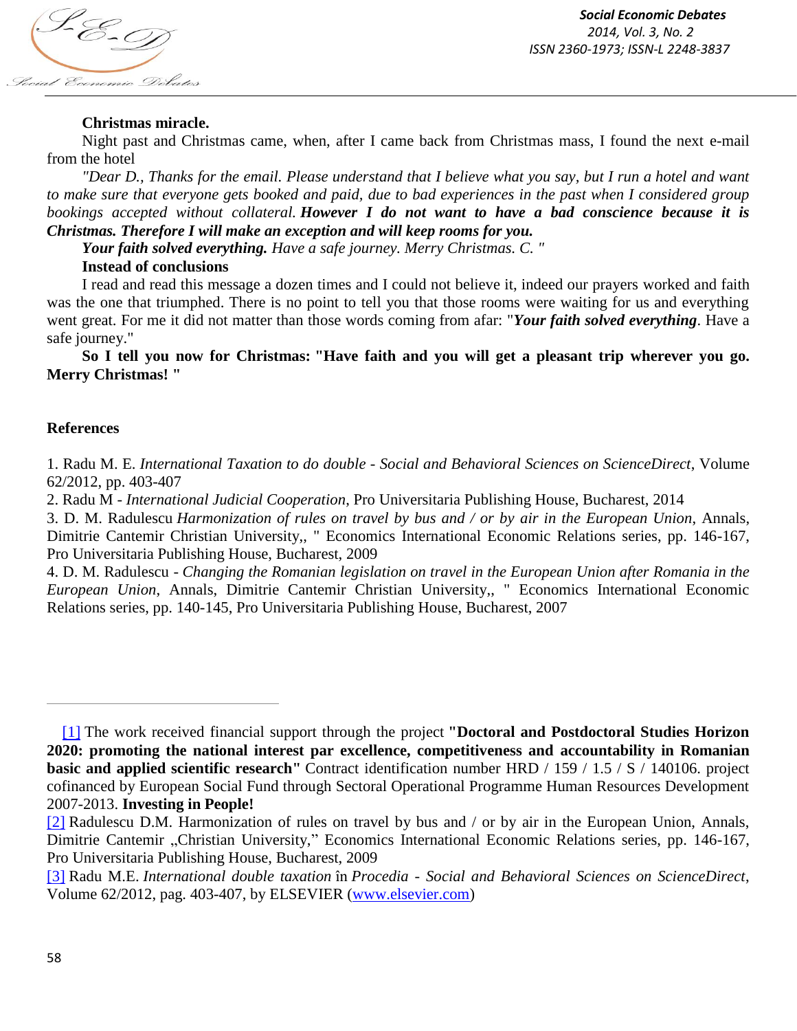**Christmas miracle.**

Night past and Christmas came, when, after I came back from Christmas mass, I found the next e-mail from the hotel

*"Dear D., Thanks for the email. Please understand that I believe what you say, but I run a hotel and want to make sure that everyone gets booked and paid, due to bad experiences in the past when I considered group bookings accepted without collateral.* ***However I do not want to have a bad conscience because it is Christmas. Therefore I will make an exception and will keep rooms for you.***

***Your faith solved everything.*** *Have a safe journey. Merry Christmas. C. "*

**Instead of conclusions**

I read and read this message a dozen times and I could not believe it, indeed our prayers worked and faith was the one that triumphed. There is no point to tell you that those rooms were waiting for us and everything went great. For me it did not matter than those words coming from afar: "***Your faith solved everything***. Have a safe journey."

**So I tell you now for Christmas: "Have faith and you will get a pleasant trip wherever you go. Merry Christmas! "**

**References**

1. Radu M. E. *International Taxation to do double - Social and Behavioral Sciences on ScienceDirect*, Volume 62/2012, pp. 403-407
2. Radu M - *International Judicial Cooperation*, Pro Universitaria Publishing House, Bucharest, 2014
3. D. M. Radulescu *Harmonization of rules on travel by bus and / or by air in the European Union*, Annals, Dimitrie Cantemir Christian University,, " Economics International Economic Relations series, pp. 146-167, Pro Universitaria Publishing House, Bucharest, 2009
4. D. M. Radulescu - *Changing the Romanian legislation on travel in the European Union after Romania in the European Union*, Annals, Dimitrie Cantemir Christian University,, " Economics International Economic Relations series, pp. 140-145, Pro Universitaria Publishing House, Bucharest, 2007

---

[1] The work received financial support through the project **"Doctoral and Postdoctoral Studies Horizon 2020: promoting the national interest par excellence, competitiveness and accountability in Romanian basic and applied scientific research"** Contract identification number HRD / 159 / 1.5 / S / 140106. project cofinanced by European Social Fund through Sectoral Operational Programme Human Resources Development 2007-2013. **Investing in People!**

[2] Radulescu D.M. Harmonization of rules on travel by bus and / or by air in the European Union, Annals, Dimitrie Cantemir „Christian University," Economics International Economic Relations series, pp. 146-167, Pro Universitaria Publishing House, Bucharest, 2009

[3] Radu M.E. *International double taxation* în *Procedia - Social and Behavioral Sciences on ScienceDirect*, Volume 62/2012, pag. 403-407, by ELSEVIER (www.elsevier.com)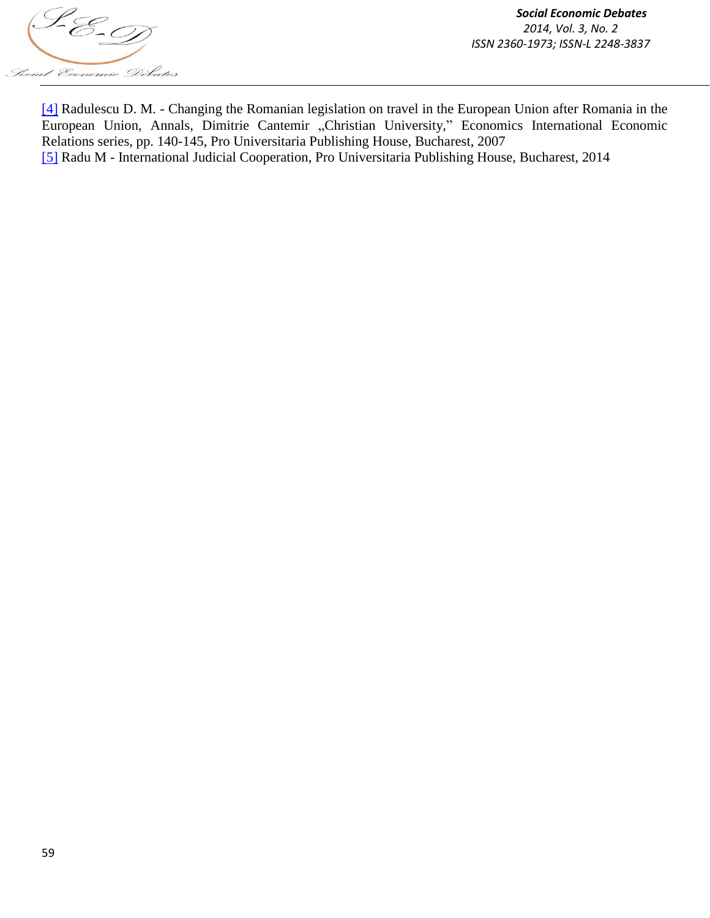[4] Radulescu D. M. - Changing the Romanian legislation on travel in the European Union after Romania in the European Union, Annals, Dimitrie Cantemir „Christian University," Economics International Economic Relations series, pp. 140-145, Pro Universitaria Publishing House, Bucharest, 2007

[5] Radu M - International Judicial Cooperation, Pro Universitaria Publishing House, Bucharest, 2014